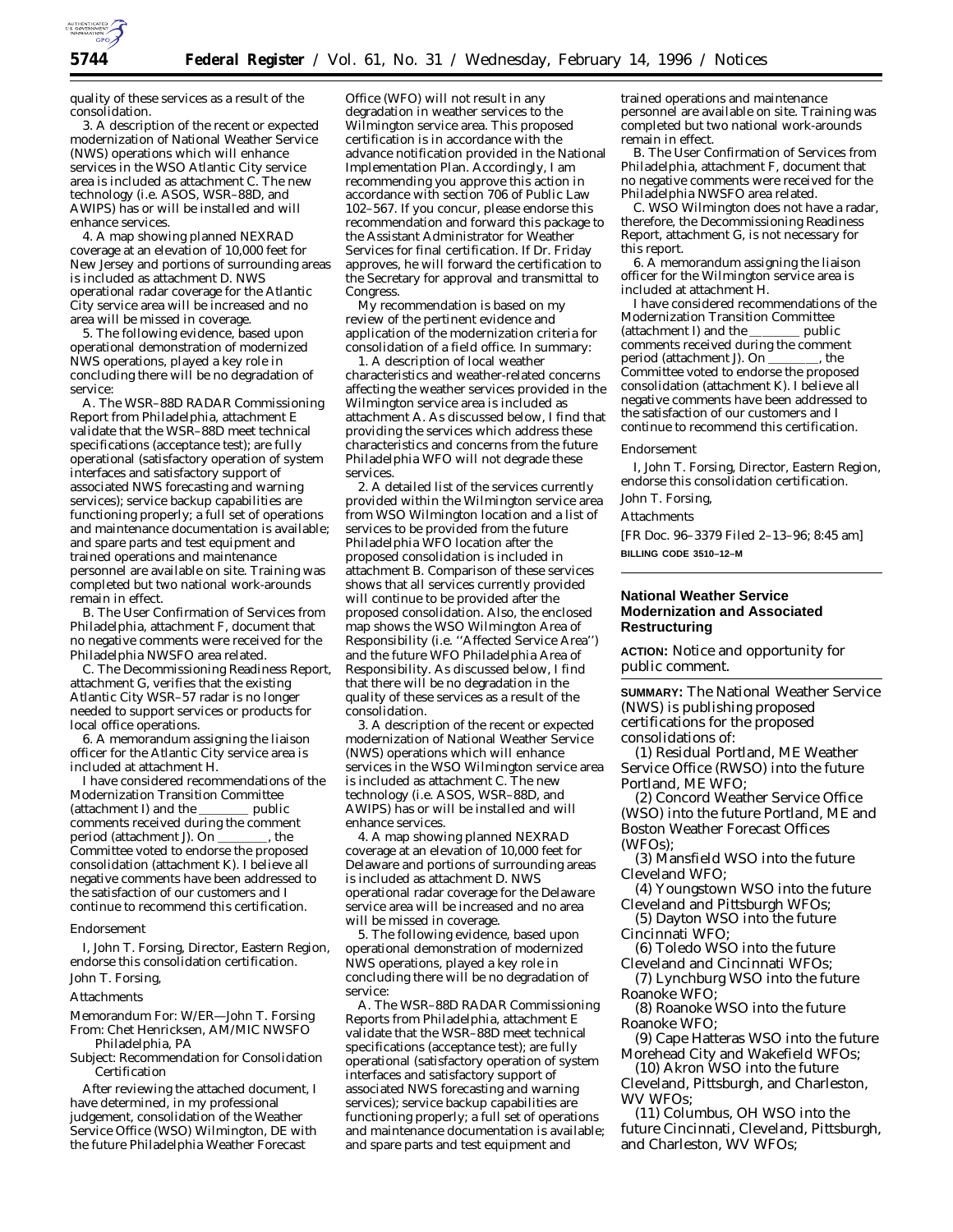quality of these services as a result of the consolidation.

3. A description of the recent or expected modernization of National Weather Service (NWS) operations which will enhance services in the WSO Atlantic City service area is included as attachment C. The new technology (i.e. ASOS, WSR–88D, and AWIPS) has or will be installed and will enhance services.

4. A map showing planned NEXRAD coverage at an elevation of 10,000 feet for New Jersey and portions of surrounding areas is included as attachment D. NWS operational radar coverage for the Atlantic City service area will be increased and no area will be missed in coverage.

5. The following evidence, based upon operational demonstration of modernized NWS operations, played a key role in concluding there will be no degradation of service:

A. The WSR–88D RADAR Commissioning Report from Philadelphia, attachment E validate that the WSR–88D meet technical specifications (acceptance test); are fully operational (satisfactory operation of system interfaces and satisfactory support of associated NWS forecasting and warning services); service backup capabilities are functioning properly; a full set of operations and maintenance documentation is available; and spare parts and test equipment and trained operations and maintenance personnel are available on site. Training was completed but two national work-arounds remain in effect.

B. The User Confirmation of Services from Philadelphia, attachment F, document that no negative comments were received for the Philadelphia NWSFO area related.

C. The Decommissioning Readiness Report, attachment G, verifies that the existing Atlantic City WSR–57 radar is no longer needed to support services or products for local office operations.

6. A memorandum assigning the liaison officer for the Atlantic City service area is included at attachment H.

I have considered recommendations of the Modernization Transition Committee (attachment I) and the ________ public comments received during the comment period (attachment J). On ________, the Committee voted to endorse the proposed consolidation (attachment K). I believe all negative comments have been addressed to the satisfaction of our customers and I continue to recommend this certification.

Endorsement

I, John T. Forsing, Director, Eastern Region, endorse this consolidation certification.

John T. Forsing,

Attachments

Memorandum For: W/ER—John T. Forsing

From: Chet Henricksen, AM/MIC NWSFO Philadelphia, PA

Subject: Recommendation for Consolidation Certification

After reviewing the attached document, I have determined, in my professional judgement, consolidation of the Weather Service Office (WSO) Wilmington, DE with the future Philadelphia Weather Forecast Office (WFO) will not result in any degradation in weather services to the Wilmington service area. This proposed certification is in accordance with the advance notification provided in the National Implementation Plan. Accordingly, I am recommending you approve this action in accordance with section 706 of Public Law 102–567. If you concur, please endorse this recommendation and forward this package to the Assistant Administrator for Weather Services for final certification. If Dr. Friday approves, he will forward the certification to the Secretary for approval and transmittal to Congress.

My recommendation is based on my review of the pertinent evidence and application of the modernization criteria for consolidation of a field office. In summary:

1. A description of local weather characteristics and weather-related concerns affecting the weather services provided in the Wilmington service area is included as attachment A. As discussed below, I find that providing the services which address these characteristics and concerns from the future Philadelphia WFO will not degrade these services.

2. A detailed list of the services currently provided within the Wilmington service area from WSO Wilmington location and a list of services to be provided from the future Philadelphia WFO location after the proposed consolidation is included in attachment B. Comparison of these services shows that all services currently provided will continue to be provided after the proposed consolidation. Also, the enclosed map shows the WSO Wilmington Area of Responsibility (i.e. ''Affected Service Area'') and the future WFO Philadelphia Area of Responsibility. As discussed below, I find that there will be no degradation in the quality of these services as a result of the consolidation.

3. A description of the recent or expected modernization of National Weather Service (NWS) operations which will enhance services in the WSO Wilmington service area is included as attachment C. The new technology (i.e. ASOS, WSR–88D, and AWIPS) has or will be installed and will enhance services.

4. A map showing planned NEXRAD coverage at an elevation of 10,000 feet for Delaware and portions of surrounding areas is included as attachment D. NWS operational radar coverage for the Delaware service area will be increased and no area will be missed in coverage.

5. The following evidence, based upon operational demonstration of modernized NWS operations, played a key role in concluding there will be no degradation of service:

A. The WSR–88D RADAR Commissioning Reports from Philadelphia, attachment E validate that the WSR–88D meet technical specifications (acceptance test); are fully operational (satisfactory operation of system interfaces and satisfactory support of associated NWS forecasting and warning services); service backup capabilities are functioning properly; a full set of operations and maintenance documentation is available; and spare parts and test equipment and trained operations and maintenance personnel are available on site. Training was completed but two national work-arounds remain in effect.

B. The User Confirmation of Services from Philadelphia, attachment F, document that no negative comments were received for the Philadelphia NWSFO area related.

C. WSO Wilmington does not have a radar, therefore, the Decommissioning Readiness Report, attachment G, is not necessary for this report.

6. A memorandum assigning the liaison officer for the Wilmington service area is included at attachment H.

I have considered recommendations of the Modernization Transition Committee (attachment I) and the ________ public comments received during the comment period (attachment J). On ________, the Committee voted to endorse the proposed consolidation (attachment K). I believe all negative comments have been addressed to the satisfaction of our customers and I continue to recommend this certification.

Endorsement

I, John T. Forsing, Director, Eastern Region, endorse this consolidation certification.

John T. Forsing,

Attachments

[FR Doc. 96–3379 Filed 2–13–96; 8:45 am]

BILLING CODE 3510–12–M

## National Weather Service Modernization and Associated Restructuring

**ACTION:** Notice and opportunity for public comment.

**SUMMARY:** The National Weather Service (NWS) is publishing proposed certifications for the proposed consolidations of:

(1) Residual Portland, ME Weather Service Office (RWSO) into the future Portland, ME WFO;

(2) Concord Weather Service Office (WSO) into the future Portland, ME and Boston Weather Forecast Offices (WFOs);

(3) Mansfield WSO into the future Cleveland WFO;

(4) Youngstown WSO into the future Cleveland and Pittsburgh WFOs;

(5) Dayton WSO into the future Cincinnati WFO;

(6) Toledo WSO into the future Cleveland and Cincinnati WFOs;

(7) Lynchburg WSO into the future Roanoke WFO;

(8) Roanoke WSO into the future Roanoke WFO;

(9) Cape Hatteras WSO into the future Morehead City and Wakefield WFOs;

(10) Akron WSO into the future Cleveland, Pittsburgh, and Charleston, WV WFOs;

(11) Columbus, OH WSO into the future Cincinnati, Cleveland, Pittsburgh, and Charleston, WV WFOs;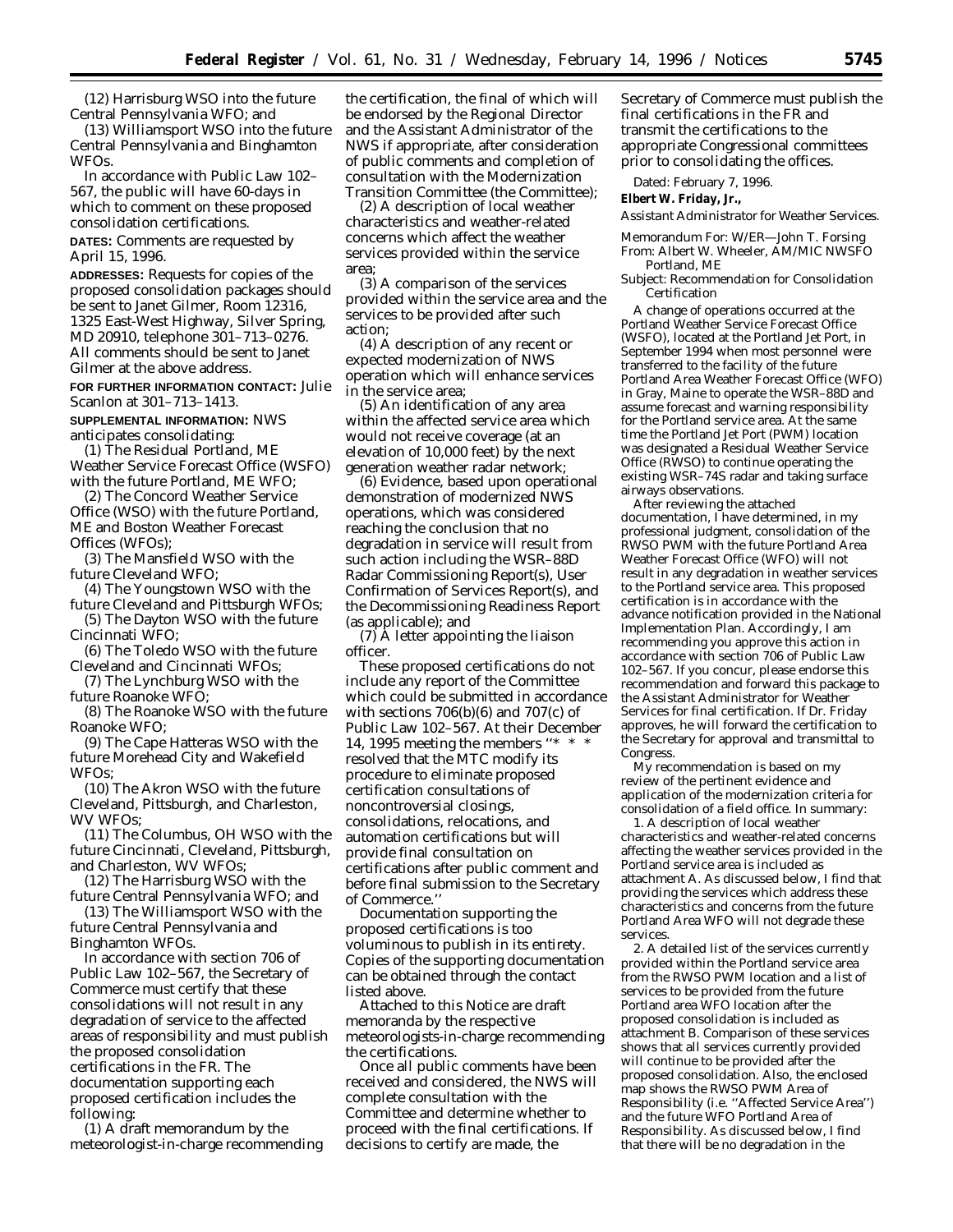(12) Harrisburg WSO into the future Central Pennsylvania WFO; and

(13) Williamsport WSO into the future Central Pennsylvania and Binghamton WFOs.

In accordance with Public Law 102–567, the public will have 60-days in which to comment on these proposed consolidation certifications.

**DATES:** Comments are requested by April 15, 1996.

**ADDRESSES:** Requests for copies of the proposed consolidation packages should be sent to Janet Gilmer, Room 12316, 1325 East-West Highway, Silver Spring, MD 20910, telephone 301–713–0276. All comments should be sent to Janet Gilmer at the above address.

**FOR FURTHER INFORMATION CONTACT:** Julie Scanlon at 301–713–1413.

**SUPPLEMENTAL INFORMATION:** NWS anticipates consolidating:

(1) The Residual Portland, ME Weather Service Forecast Office (WSFO) with the future Portland, ME WFO;

(2) The Concord Weather Service Office (WSO) with the future Portland, ME and Boston Weather Forecast Offices (WFOs);

(3) The Mansfield WSO with the future Cleveland WFO;

(4) The Youngstown WSO with the future Cleveland and Pittsburgh WFOs;

(5) The Dayton WSO with the future Cincinnati WFO;

(6) The Toledo WSO with the future Cleveland and Cincinnati WFOs;

(7) The Lynchburg WSO with the future Roanoke WFO;

(8) The Roanoke WSO with the future Roanoke WFO;

(9) The Cape Hatteras WSO with the future Morehead City and Wakefield WFOs;

(10) The Akron WSO with the future Cleveland, Pittsburgh, and Charleston, WV WFOs;

(11) The Columbus, OH WSO with the future Cincinnati, Cleveland, Pittsburgh, and Charleston, WV WFOs;

(12) The Harrisburg WSO with the future Central Pennsylvania WFO; and

(13) The Williamsport WSO with the future Central Pennsylvania and Binghamton WFOs.

In accordance with section 706 of Public Law 102–567, the Secretary of Commerce must certify that these consolidations will not result in any degradation of service to the affected areas of responsibility and must publish the proposed consolidation certifications in the FR. The documentation supporting each proposed certification includes the following:

(1) A draft memorandum by the meteorologist-in-charge recommending the certification, the final of which will be endorsed by the Regional Director and the Assistant Administrator of the NWS if appropriate, after consideration of public comments and completion of consultation with the Modernization Transition Committee (the Committee);

(2) A description of local weather characteristics and weather-related concerns which affect the weather services provided within the service area;

(3) A comparison of the services provided within the service area and the services to be provided after such action;

(4) A description of any recent or expected modernization of NWS operation which will enhance services in the service area;

(5) An identification of any area within the affected service area which would not receive coverage (at an elevation of 10,000 feet) by the next generation weather radar network;

(6) Evidence, based upon operational demonstration of modernized NWS operations, which was considered reaching the conclusion that no degradation in service will result from such action including the WSR–88D Radar Commissioning Report(s), User Confirmation of Services Report(s), and the Decommissioning Readiness Report (as applicable); and

(7) A letter appointing the liaison officer.

These proposed certifications do not include any report of the Committee which could be submitted in accordance with sections 706(b)(6) and 707(c) of Public Law 102–567. At their December 14, 1995 meeting the members "* * * resolved that the MTC modify its procedure to eliminate proposed certification consultations of noncontroversial closings, consolidations, relocations, and automation certifications but will provide final consultation on certifications after public comment and before final submission to the Secretary of Commerce."

Documentation supporting the proposed certifications is too voluminous to publish in its entirety. Copies of the supporting documentation can be obtained through the contact listed above.

Attached to this Notice are draft memoranda by the respective meteorologists-in-charge recommending the certifications.

Once all public comments have been received and considered, the NWS will complete consultation with the Committee and determine whether to proceed with the final certifications. If decisions to certify are made, the Secretary of Commerce must publish the final certifications in the FR and transmit the certifications to the appropriate Congressional committees prior to consolidating the offices.

Dated: February 7, 1996.

**Elbert W. Friday, Jr.,**

*Assistant Administrator for Weather Services.*

Memorandum For: W/ER—John T. Forsing
From: Albert W. Wheeler, AM/MIC NWSFO Portland, ME
Subject: Recommendation for Consolidation Certification

A change of operations occurred at the Portland Weather Service Forecast Office (WSFO), located at the Portland Jet Port, in September 1994 when most personnel were transferred to the facility of the future Portland Area Weather Forecast Office (WFO) in Gray, Maine to operate the WSR–88D and assume forecast and warning responsibility for the Portland service area. At the same time the Portland Jet Port (PWM) location was designated a Residual Weather Service Office (RWSO) to continue operating the existing WSR–74S radar and taking surface airways observations.

After reviewing the attached documentation, I have determined, in my professional judgment, consolidation of the RWSO PWM with the future Portland Area Weather Forecast Office (WFO) will not result in any degradation in weather services to the Portland service area. This proposed certification is in accordance with the advance notification provided in the National Implementation Plan. Accordingly, I am recommending you approve this action in accordance with section 706 of Public Law 102–567. If you concur, please endorse this recommendation and forward this package to the Assistant Administrator for Weather Services for final certification. If Dr. Friday approves, he will forward the certification to the Secretary for approval and transmittal to Congress.

My recommendation is based on my review of the pertinent evidence and application of the modernization criteria for consolidation of a field office. In summary:

1. A description of local weather characteristics and weather-related concerns affecting the weather services provided in the Portland service area is included as attachment A. As discussed below, I find that providing the services which address these characteristics and concerns from the future Portland Area WFO will not degrade these services.

2. A detailed list of the services currently provided within the Portland service area from the RWSO PWM location and a list of services to be provided from the future Portland area WFO location after the proposed consolidation is included as attachment B. Comparison of these services shows that all services currently provided will continue to be provided after the proposed consolidation. Also, the enclosed map shows the RWSO PWM Area of Responsibility (i.e. "Affected Service Area") and the future WFO Portland Area of Responsibility. As discussed below, I find that there will be no degradation in the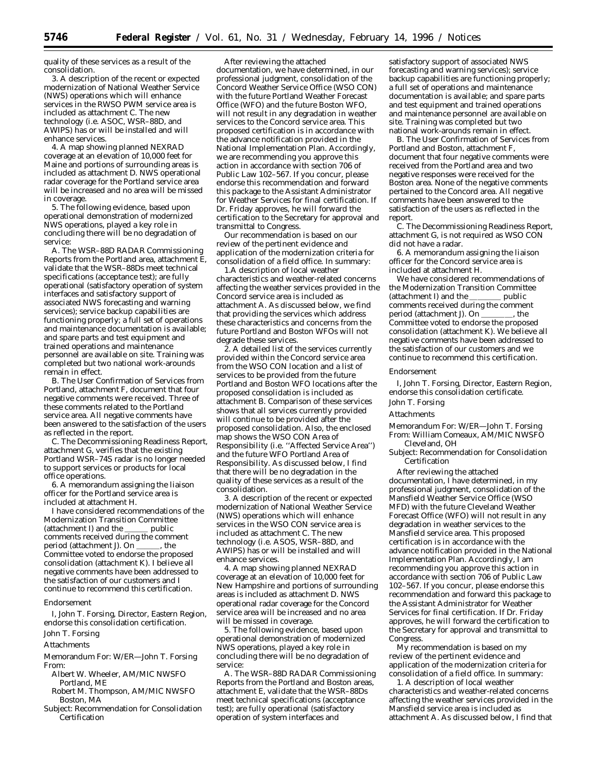quality of these services as a result of the consolidation.

3. A description of the recent or expected modernization of National Weather Service (NWS) operations which will enhance services in the RWSO PWM service area is included as attachment C. The new technology (i.e. ASOC, WSR–88D, and AWIPS) has or will be installed and will enhance services.

4. A map showing planned NEXRAD coverage at an elevation of 10,000 feet for Maine and portions of surrounding areas is included as attachment D. NWS operational radar coverage for the Portland service area will be increased and no area will be missed in coverage.

5. The following evidence, based upon operational demonstration of modernized NWS operations, played a key role in concluding there will be no degradation of service:

A. The WSR–88D RADAR Commissioning Reports from the Portland area, attachment E, validate that the WSR–88Ds meet technical specifications (acceptance test); are fully operational (satisfactory operation of system interfaces and satisfactory support of associated NWS forecasting and warning services); service backup capabilities are functioning properly; a full set of operations and maintenance documentation is available; and spare parts and test equipment and trained operations and maintenance personnel are available on site. Training was completed but two national work-arounds remain in effect.

B. The User Confirmation of Services from Portland, attachment F, document that four negative comments were received. Three of these comments related to the Portland service area. All negative comments have been answered to the satisfaction of the users as reflected in the report.

C. The Decommissioning Readiness Report, attachment G, verifies that the existing Portland WSR–74S radar is no longer needed to support services or products for local office operations.

6. A memorandum assigning the liaison officer for the Portland service area is included at attachment H.

I have considered recommendations of the Modernization Transition Committee (attachment I) and the ______ public comments received during the comment period (attachment J). On ______, the Committee voted to endorse the proposed consolidation (attachment K). I believe all negative comments have been addressed to the satisfaction of our customers and I continue to recommend this certification.

Endorsement

I, John T. Forsing, Director, Eastern Region, endorse this consolidation certification.

John T. Forsing

Attachments

Memorandum For: W/ER—John T. Forsing

From:

Albert W. Wheeler, AM/MIC NWSFO Portland, ME

Robert M. Thompson, AM/MIC NWSFO Boston, MA

Subject: Recommendation for Consolidation Certification

After reviewing the attached documentation, we have determined, in our professional judgment, consolidation of the Concord Weather Service Office (WSO CON) with the future Portland Weather Forecast Office (WFO) and the future Boston WFO, will not result in any degradation in weather services to the Concord service area. This proposed certification is in accordance with the advance notification provided in the National Implementation Plan. Accordingly, we are recommending you approve this action in accordance with section 706 of Public Law 102–567. If you concur, please endorse this recommendation and forward this package to the Assistant Administrator for Weather Services for final certification. If Dr. Friday approves, he will forward the certification to the Secretary for approval and transmittal to Congress.

Our recommendation is based on our review of the pertinent evidence and application of the modernization criteria for consolidation of a field office. In summary:

1.A description of local weather characteristics and weather-related concerns affecting the weather services provided in the Concord service area is included as attachment A. As discussed below, we find that providing the services which address these characteristics and concerns from the future Portland and Boston WFOs will not degrade these services.

2. A detailed list of the services currently provided within the Concord service area from the WSO CON location and a list of services to be provided from the future Portland and Boston WFO locations after the proposed consolidation is included as attachment B. Comparison of these services shows that all services currently provided will continue to be provided after the proposed consolidation. Also, the enclosed map shows the WSO CON Area of Responsibility (i.e. ''Affected Service Area'') and the future WFO Portland Area of Responsibility. As discussed below, I find that there will be no degradation in the quality of these services as a result of the consolidation.

3. A description of the recent or expected modernization of National Weather Service (NWS) operations which will enhance services in the WSO CON service area is included as attachment C. The new technology (i.e. ASOS, WSR–88D, and AWIPS) has or will be installed and will enhance services.

4. A map showing planned NEXRAD coverage at an elevation of 10,000 feet for New Hampshire and portions of surrounding areas is included as attachment D. NWS operational radar coverage for the Concord service area will be increased and no area will be missed in coverage.

5. The following evidence, based upon operational demonstration of modernized NWS operations, played a key role in concluding there will be no degradation of service:

A. The WSR–88D RADAR Commissioning Reports from the Portland and Boston areas, attachment E, validate that the WSR–88Ds meet technical specifications (acceptance test); are fully operational (satisfactory operation of system interfaces and satisfactory support of associated NWS forecasting and warning services); service backup capabilities are functioning properly; a full set of operations and maintenance documentation is available; and spare parts and test equipment and trained operations and maintenance personnel are available on site. Training was completed but two national work-arounds remain in effect.

B. The User Confirmation of Services from Portland and Boston, attachment F, document that four negative comments were received from the Portland area and two negative responses were received for the Boston area. None of the negative comments pertained to the Concord area. All negative comments have been answered to the satisfaction of the users as reflected in the report.

C. The Decommissioning Readiness Report, attachment G, is not required as WSO CON did not have a radar.

6. A memorandum assigning the liaison officer for the Concord service area is included at attachment H.

We have considered recommendations of the Modernization Transition Committee (attachment I) and the ________ public comments received during the comment period (attachment J). On ________, the Committee voted to endorse the proposed consolidation (attachment K). We believe all negative comments have been addressed to the satisfaction of our customers and we continue to recommend this certification.

Endorsement

I, John T. Forsing, Director, Eastern Region, endorse this consolidation certificate.

John T. Forsing

Attachments

Memorandum For: W/ER—John T. Forsing

From: William Comeaux, AM/MIC NWSFO Cleveland, OH

Subject: Recommendation for Consolidation Certification

After reviewing the attached documentation, I have determined, in my professional judgment, consolidation of the Mansfield Weather Service Office (WSO MFD) with the future Cleveland Weather Forecast Office (WFO) will not result in any degradation in weather services to the Mansfield service area. This proposed certification is in accordance with the advance notification provided in the National Implementation Plan. Accordingly, I am recommending you approve this action in accordance with section 706 of Public Law 102–567. If you concur, please endorse this recommendation and forward this package to the Assistant Administrator for Weather Services for final certification. If Dr. Friday approves, he will forward the certification to the Secretary for approval and transmittal to Congress.

My recommendation is based on my review of the pertinent evidence and application of the modernization criteria for consolidation of a field office. In summary:

1. A description of local weather characteristics and weather-related concerns affecting the weather services provided in the Mansfield service area is included as attachment A. As discussed below, I find that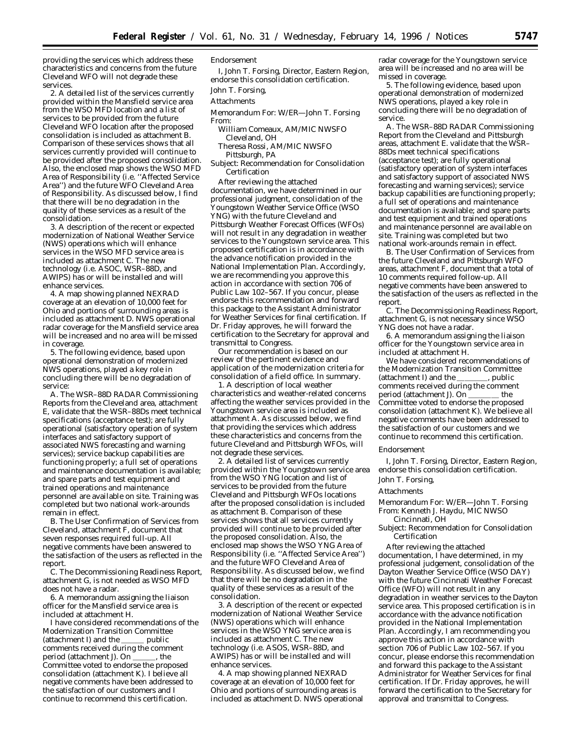providing the services which address these characteristics and concerns from the future Cleveland WFO will not degrade these services.

2. A detailed list of the services currently provided within the Mansfield service area from the WSO MFD location and a list of services to be provided from the future Cleveland WFO location after the proposed consolidation is included as attachment B. Comparison of these services shows that all services currently provided will continue to be provided after the proposed consolidation. Also, the enclosed map shows the WSO MFD Area of Responsibility (i.e. ''Affected Service Area'') and the future WFO Cleveland Area of Responsibility. As discussed below, I find that there will be no degradation in the quality of these services as a result of the consolidation.

3. A description of the recent or expected modernization of National Weather Service (NWS) operations which will enhance services in the WSO MFD service area is included as attachment C. The new technology (i.e. ASOC, WSR–88D, and AWIPS) has or will be installed and will enhance services.

4. A map showing planned NEXRAD coverage at an elevation of 10,000 feet for Ohio and portions of surrounding areas is included as attachment D. NWS operational radar coverage for the Mansfield service area will be increased and no area will be missed in coverage.

5. The following evidence, based upon operational demonstration of modernized NWS operations, played a key role in concluding there will be no degradation of service:

A. The WSR–88D RADAR Commissioning Reports from the Cleveland area, attachment E, validate that the WSR–88Ds meet technical specifications (acceptance test); are fully operational (satisfactory operation of system interfaces and satisfactory support of associated NWS forecasting and warning services); service backup capabilities are functioning properly; a full set of operations and maintenance documentation is available; and spare parts and test equipment and trained operations and maintenance personnel are available on site. Training was completed but two national work-arounds remain in effect.

B. The User Confirmation of Services from Cleveland, attachment F, document that seven responses required full-up. All negative comments have been answered to the satisfaction of the users as reflected in the report.

C. The Decommissioning Readiness Report, attachment G, is not needed as WSO MFD does not have a radar.

6. A memorandum assigning the liaison officer for the Mansfield service area is included at attachment H.

I have considered recommendations of the Modernization Transition Committee (attachment I) and the ______ public comments received during the comment period (attachment J). On ______, the Committee voted to endorse the proposed consolidation (attachment K). I believe all negative comments have been addressed to the satisfaction of our customers and I continue to recommend this certification.

Endorsement

I, John T. Forsing, Director, Eastern Region, endorse this consolidation certification.

John T. Forsing,

Attachments

Memorandum For: W/ER—John T. Forsing

From:

William Comeaux, AM/MIC NWSFO Cleveland, OH

Theresa Rossi, AM/MIC NWSFO Pittsburgh, PA

Subject: Recommendation for Consolidation Certification

After reviewing the attached documentation, we have determined in our professional judgment, consolidation of the Youngstown Weather Service Office (WSO YNG) with the future Cleveland and Pittsburgh Weather Forecast Offices (WFOs) will not result in any degradation in weather services to the Youngstown service area. This proposed certification is in accordance with the advance notification provided in the National Implementation Plan. Accordingly, we are recommending you approve this action in accordance with section 706 of Public Law 102–567. If you concur, please endorse this recommendation and forward this package to the Assistant Administrator for Weather Services for final certification. If Dr. Friday approves, he will forward the certification to the Secretary for approval and transmittal to Congress.

Our recommendation is based on our review of the pertinent evidence and application of the modernization criteria for consolidation of a field office. In summary.

1. A description of local weather characteristics and weather-related concerns affecting the weather services provided in the Youngstown service area is included as attachment A. As discussed below, we find that providing the services which address these characteristics and concerns from the future Cleveland and Pittsburgh WFOs, will not degrade these services.

2. A detailed list of services currently provided within the Youngstown service area from the WSO YNG location and list of services to be provided from the future Cleveland and Pittsburgh WFOs locations after the proposed consolidation is included as attachment B. Comparison of these services shows that all services currently provided will continue to be provided after the proposed consolidation. Also, the enclosed map shows the WSO YNG Area of Responsibility (i.e. ''Affected Service Area'') and the future WFO Cleveland Area of Responsibility. As discussed below, we find that there will be no degradation in the quality of these services as a result of the consolidation.

3. A description of the recent or expected modernization of National Weather Service (NWS) operations which will enhance services in the WSO YNG service area is included as attachment C. The new technology (i.e. ASOS, WSR–88D, and AWIPS) has or will be installed and will enhance services.

4. A map showing planned NEXRAD coverage at an elevation of 10,000 feet for Ohio and portions of surrounding areas is included as attachment D. NWS operational radar coverage for the Youngstown service area will be increased and no area will be missed in coverage.

5. The following evidence, based upon operational demonstration of modernized NWS operations, played a key role in concluding there will be no degradation of service.

A. The WSR–88D RADAR Commissioning Report from the Cleveland and Pittsburgh areas, attachment E. validate that the WSR–88Ds meet technical specifications (acceptance test); are fully operational (satisfactory operation of system interfaces and satisfactory support of associated NWS forecasting and warning services); service backup capabilities are functioning properly; a full set of operations and maintenance documentation is available; and spare parts and test equipment and trained operations and maintenance personnel are available on site. Training was completed but two national work-arounds remain in effect.

B. The User Confirmation of Services from the future Cleveland and Pittsburgh WFO areas, attachment F, document that a total of 10 comments required follow-up. All negative comments have been answered to the satisfaction of the users as reflected in the report.

C. The Decommissioning Readiness Report, attachment G, is not necessary since WSO YNG does not have a radar.

6. A memorandum assigning the liaison officer for the Youngstown service area in included at attachment H.

We have considered recommendations of the Modernization Transition Committee (attachment I) and the ________, public comments received during the comment period (attachment J). On ________ the Committee voted to endorse the proposed consolidation (attachment K). We believe all negative comments have been addressed to the satisfaction of our customers and we continue to recommend this certification.

Endorsement

I, John T. Forsing, Director, Eastern Region, endorse this consolidation certification.

John T. Forsing,

Attachments

Memorandum For: W/ER—John T. Forsing

From: Kenneth J. Haydu, MIC NWSO Cincinnati, OH

Subject: Recommendation for Consolidation Certification

After reviewing the attached documentation, I have determined, in my professional judgement, consolidation of the Dayton Weather Service Office (WSO DAY) with the future Cincinnati Weather Forecast Office (WFO) will not result in any degradation in weather services to the Dayton service area. This proposed certification is in accordance with the advance notification provided in the National Implementation Plan. Accordingly, I am recommending you approve this action in accordance with section 706 of Public Law 102–567. If you concur, please endorse this recommendation and forward this package to the Assistant Administrator for Weather Services for final certification. If Dr. Friday approves, he will forward the certification to the Secretary for approval and transmittal to Congress.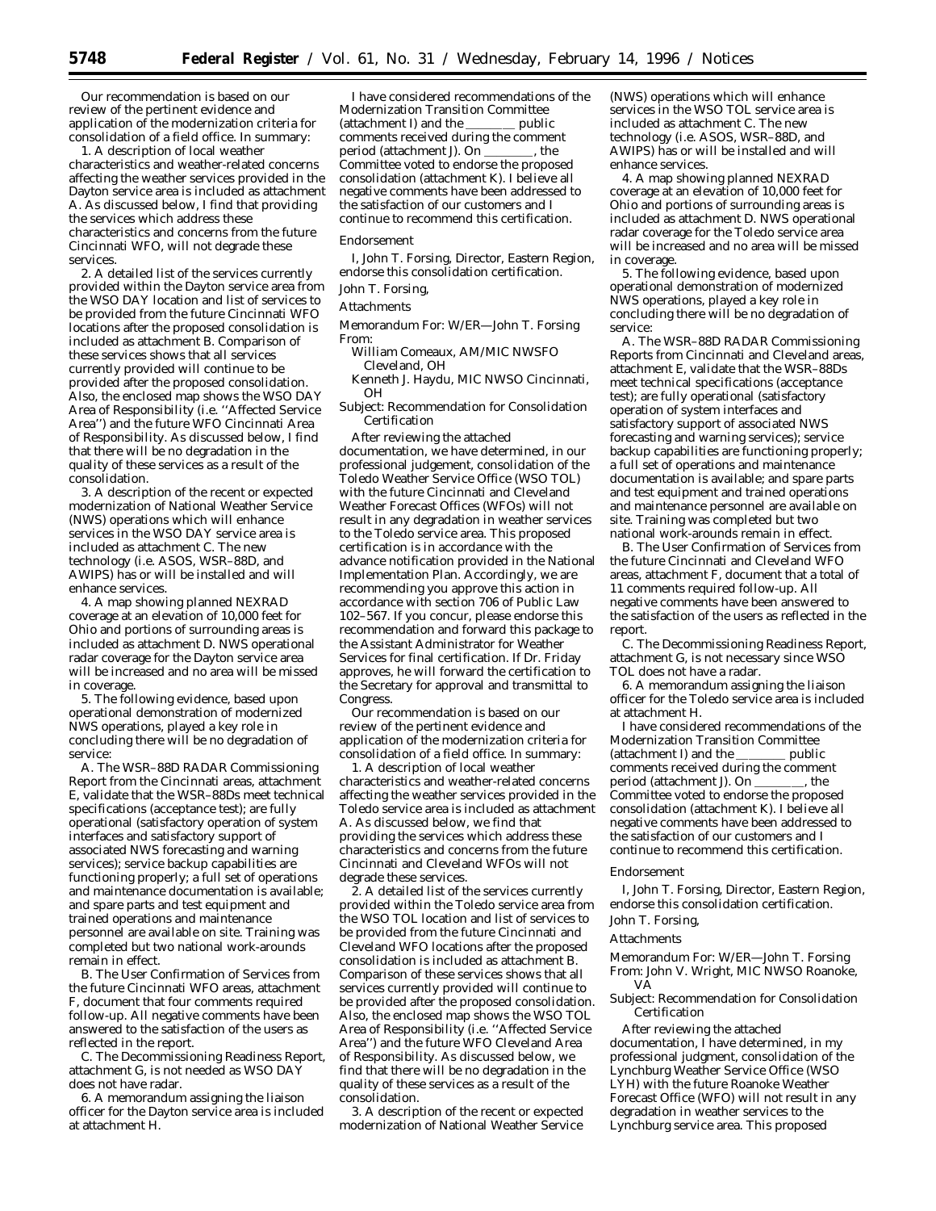Our recommendation is based on our review of the pertinent evidence and application of the modernization criteria for consolidation of a field office. In summary:

1. A description of local weather characteristics and weather-related concerns affecting the weather services provided in the Dayton service area is included as attachment A. As discussed below, I find that providing the services which address these characteristics and concerns from the future Cincinnati WFO, will not degrade these services.

2. A detailed list of the services currently provided within the Dayton service area from the WSO DAY location and list of services to be provided from the future Cincinnati WFO locations after the proposed consolidation is included as attachment B. Comparison of these services shows that all services currently provided will continue to be provided after the proposed consolidation. Also, the enclosed map shows the WSO DAY Area of Responsibility (i.e. ''Affected Service Area'') and the future WFO Cincinnati Area of Responsibility. As discussed below, I find that there will be no degradation in the quality of these services as a result of the consolidation.

3. A description of the recent or expected modernization of National Weather Service (NWS) operations which will enhance services in the WSO DAY service area is included as attachment C. The new technology (i.e. ASOS, WSR–88D, and AWIPS) has or will be installed and will enhance services.

4. A map showing planned NEXRAD coverage at an elevation of 10,000 feet for Ohio and portions of surrounding areas is included as attachment D. NWS operational radar coverage for the Dayton service area will be increased and no area will be missed in coverage.

5. The following evidence, based upon operational demonstration of modernized NWS operations, played a key role in concluding there will be no degradation of service:

A. The WSR–88D RADAR Commissioning Report from the Cincinnati areas, attachment E, validate that the WSR–88Ds meet technical specifications (acceptance test); are fully operational (satisfactory operation of system interfaces and satisfactory support of associated NWS forecasting and warning services); service backup capabilities are functioning properly; a full set of operations and maintenance documentation is available; and spare parts and test equipment and trained operations and maintenance personnel are available on site. Training was completed but two national work-arounds remain in effect.

B. The User Confirmation of Services from the future Cincinnati WFO areas, attachment F, document that four comments required follow-up. All negative comments have been answered to the satisfaction of the users as reflected in the report.

C. The Decommissioning Readiness Report, attachment G, is not needed as WSO DAY does not have radar.

6. A memorandum assigning the liaison officer for the Dayton service area is included at attachment H.

I have considered recommendations of the Modernization Transition Committee (attachment I) and the ________ public comments received during the comment period (attachment J). On ________, the Committee voted to endorse the proposed consolidation (attachment K). I believe all negative comments have been addressed to the satisfaction of our customers and I continue to recommend this certification.

Endorsement

I, John T. Forsing, Director, Eastern Region, endorse this consolidation certification.

John T. Forsing,

Attachments

Memorandum For: W/ER—John T. Forsing

From:

William Comeaux, AM/MIC NWSFO Cleveland, OH

Kenneth J. Haydu, MIC NWSO Cincinnati, OH

Subject: Recommendation for Consolidation Certification

After reviewing the attached documentation, we have determined, in our professional judgement, consolidation of the Toledo Weather Service Office (WSO TOL) with the future Cincinnati and Cleveland Weather Forecast Offices (WFOs) will not result in any degradation in weather services to the Toledo service area. This proposed certification is in accordance with the advance notification provided in the National Implementation Plan. Accordingly, we are recommending you approve this action in accordance with section 706 of Public Law 102–567. If you concur, please endorse this recommendation and forward this package to the Assistant Administrator for Weather Services for final certification. If Dr. Friday approves, he will forward the certification to the Secretary for approval and transmittal to Congress.

Our recommendation is based on our review of the pertinent evidence and application of the modernization criteria for consolidation of a field office. In summary:

1. A description of local weather characteristics and weather-related concerns affecting the weather services provided in the Toledo service area is included as attachment A. As discussed below, we find that providing the services which address these characteristics and concerns from the future Cincinnati and Cleveland WFOs will not degrade these services.

2. A detailed list of the services currently provided within the Toledo service area from the WSO TOL location and list of services to be provided from the future Cincinnati and Cleveland WFO locations after the proposed consolidation is included as attachment B. Comparison of these services shows that all services currently provided will continue to be provided after the proposed consolidation. Also, the enclosed map shows the WSO TOL Area of Responsibility (i.e. ''Affected Service Area'') and the future WFO Cleveland Area of Responsibility. As discussed below, we find that there will be no degradation in the quality of these services as a result of the consolidation.

3. A description of the recent or expected modernization of National Weather Service (NWS) operations which will enhance services in the WSO TOL service area is included as attachment C. The new technology (i.e. ASOS, WSR–88D, and AWIPS) has or will be installed and will enhance services.

4. A map showing planned NEXRAD coverage at an elevation of 10,000 feet for Ohio and portions of surrounding areas is included as attachment D. NWS operational radar coverage for the Toledo service area will be increased and no area will be missed in coverage.

5. The following evidence, based upon operational demonstration of modernized NWS operations, played a key role in concluding there will be no degradation of service:

A. The WSR–88D RADAR Commissioning Reports from Cincinnati and Cleveland areas, attachment E, validate that the WSR–88Ds meet technical specifications (acceptance test); are fully operational (satisfactory operation of system interfaces and satisfactory support of associated NWS forecasting and warning services); service backup capabilities are functioning properly; a full set of operations and maintenance documentation is available; and spare parts and test equipment and trained operations and maintenance personnel are available on site. Training was completed but two national work-arounds remain in effect.

B. The User Confirmation of Services from the future Cincinnati and Cleveland WFO areas, attachment F, document that a total of 11 comments required follow-up. All negative comments have been answered to the satisfaction of the users as reflected in the report.

C. The Decommissioning Readiness Report, attachment G, is not necessary since WSO TOL does not have a radar.

6. A memorandum assigning the liaison officer for the Toledo service area is included at attachment H.

I have considered recommendations of the Modernization Transition Committee (attachment I) and the ________ public comments received during the comment period (attachment J). On ________, the Committee voted to endorse the proposed consolidation (attachment K). I believe all negative comments have been addressed to the satisfaction of our customers and I continue to recommend this certification.

Endorsement

I, John T. Forsing, Director, Eastern Region, endorse this consolidation certification.

John T. Forsing,

Attachments

Memorandum For: W/ER—John T. Forsing

From: John V. Wright, MIC NWSO Roanoke, VA

Subject: Recommendation for Consolidation Certification

After reviewing the attached documentation, I have determined, in my professional judgment, consolidation of the Lynchburg Weather Service Office (WSO LYH) with the future Roanoke Weather Forecast Office (WFO) will not result in any degradation in weather services to the Lynchburg service area. This proposed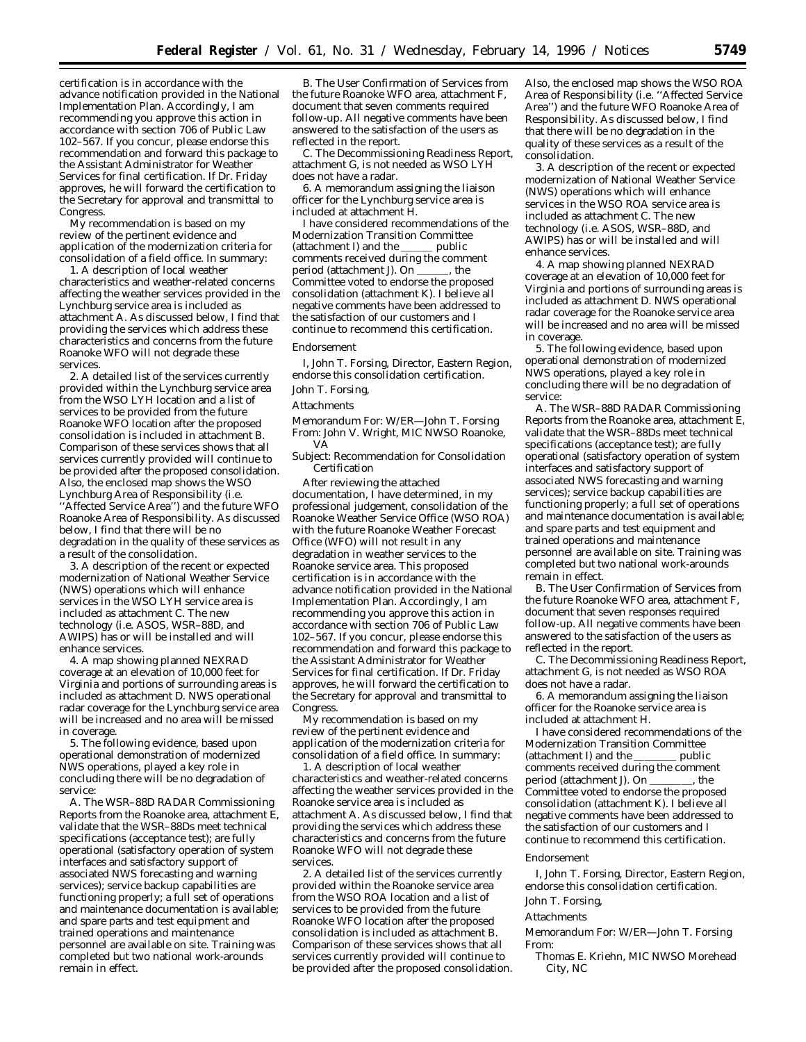certification is in accordance with the advance notification provided in the National Implementation Plan. Accordingly, I am recommending you approve this action in accordance with section 706 of Public Law 102–567. If you concur, please endorse this recommendation and forward this package to the Assistant Administrator for Weather Services for final certification. If Dr. Friday approves, he will forward the certification to the Secretary for approval and transmittal to Congress.

My recommendation is based on my review of the pertinent evidence and application of the modernization criteria for consolidation of a field office. In summary:

1. A description of local weather characteristics and weather-related concerns affecting the weather services provided in the Lynchburg service area is included as attachment A. As discussed below, I find that providing the services which address these characteristics and concerns from the future Roanoke WFO will not degrade these services.

2. A detailed list of the services currently provided within the Lynchburg service area from the WSO LYH location and a list of services to be provided from the future Roanoke WFO location after the proposed consolidation is included in attachment B. Comparison of these services shows that all services currently provided will continue to be provided after the proposed consolidation. Also, the enclosed map shows the WSO Lynchburg Area of Responsibility (i.e. ''Affected Service Area'') and the future WFO Roanoke Area of Responsibility. As discussed below, I find that there will be no degradation in the quality of these services as a result of the consolidation.

3. A description of the recent or expected modernization of National Weather Service (NWS) operations which will enhance services in the WSO LYH service area is included as attachment C. The new technology (i.e. ASOS, WSR–88D, and AWIPS) has or will be installed and will enhance services.

4. A map showing planned NEXRAD coverage at an elevation of 10,000 feet for Virginia and portions of surrounding areas is included as attachment D. NWS operational radar coverage for the Lynchburg service area will be increased and no area will be missed in coverage.

5. The following evidence, based upon operational demonstration of modernized NWS operations, played a key role in concluding there will be no degradation of service:

A. The WSR–88D RADAR Commissioning Reports from the Roanoke area, attachment E, validate that the WSR–88Ds meet technical specifications (acceptance test); are fully operational (satisfactory operation of system interfaces and satisfactory support of associated NWS forecasting and warning services); service backup capabilities are functioning properly; a full set of operations and maintenance documentation is available; and spare parts and test equipment and trained operations and maintenance personnel are available on site. Training was completed but two national work-arounds remain in effect.

B. The User Confirmation of Services from the future Roanoke WFO area, attachment F, document that seven comments required follow-up. All negative comments have been answered to the satisfaction of the users as reflected in the report.

C. The Decommissioning Readiness Report, attachment G, is not needed as WSO LYH does not have a radar.

6. A memorandum assigning the liaison officer for the Lynchburg service area is included at attachment H.

I have considered recommendations of the Modernization Transition Committee (attachment I) and the ______ public comments received during the comment period (attachment J). On ______, the Committee voted to endorse the proposed consolidation (attachment K). I believe all negative comments have been addressed to the satisfaction of our customers and I continue to recommend this certification.

*Endorsement*

I, John T. Forsing, Director, Eastern Region, endorse this consolidation certification.

John T. Forsing,

*Attachments*

Memorandum For: W/ER—John T. Forsing

From: John V. Wright, MIC NWSO Roanoke, VA

Subject: Recommendation for Consolidation Certification

After reviewing the attached documentation, I have determined, in my professional judgement, consolidation of the Roanoke Weather Service Office (WSO ROA) with the future Roanoke Weather Forecast Office (WFO) will not result in any degradation in weather services to the Roanoke service area. This proposed certification is in accordance with the advance notification provided in the National Implementation Plan. Accordingly, I am recommending you approve this action in accordance with section 706 of Public Law 102–567. If you concur, please endorse this recommendation and forward this package to the Assistant Administrator for Weather Services for final certification. If Dr. Friday approves, he will forward the certification to the Secretary for approval and transmittal to Congress.

My recommendation is based on my review of the pertinent evidence and application of the modernization criteria for consolidation of a field office. In summary:

1. A description of local weather characteristics and weather-related concerns affecting the weather services provided in the Roanoke service area is included as attachment A. As discussed below, I find that providing the services which address these characteristics and concerns from the future Roanoke WFO will not degrade these services.

2. A detailed list of the services currently provided within the Roanoke service area from the WSO ROA location and a list of services to be provided from the future Roanoke WFO location after the proposed consolidation is included as attachment B. Comparison of these services shows that all services currently provided will continue to be provided after the proposed consolidation. Also, the enclosed map shows the WSO ROA Area of Responsibility (i.e. ''Affected Service Area'') and the future WFO Roanoke Area of Responsibility. As discussed below, I find that there will be no degradation in the quality of these services as a result of the consolidation.

3. A description of the recent or expected modernization of National Weather Service (NWS) operations which will enhance services in the WSO ROA service area is included as attachment C. The new technology (i.e. ASOS, WSR–88D, and AWIPS) has or will be installed and will enhance services.

4. A map showing planned NEXRAD coverage at an elevation of 10,000 feet for Virginia and portions of surrounding areas is included as attachment D. NWS operational radar coverage for the Roanoke service area will be increased and no area will be missed in coverage.

5. The following evidence, based upon operational demonstration of modernized NWS operations, played a key role in concluding there will be no degradation of service:

A. The WSR–88D RADAR Commissioning Reports from the Roanoke area, attachment E, validate that the WSR–88Ds meet technical specifications (acceptance test); are fully operational (satisfactory operation of system interfaces and satisfactory support of associated NWS forecasting and warning services); service backup capabilities are functioning properly; a full set of operations and maintenance documentation is available; and spare parts and test equipment and trained operations and maintenance personnel are available on site. Training was completed but two national work-arounds remain in effect.

B. The User Confirmation of Services from the future Roanoke WFO area, attachment F, document that seven responses required follow-up. All negative comments have been answered to the satisfaction of the users as reflected in the report.

C. The Decommissioning Readiness Report, attachment G, is not needed as WSO ROA does not have a radar.

6. A memorandum assigning the liaison officer for the Roanoke service area is included at attachment H.

I have considered recommendations of the Modernization Transition Committee (attachment I) and the ________ public comments received during the comment period (attachment J). On ________, the Committee voted to endorse the proposed consolidation (attachment K). I believe all negative comments have been addressed to the satisfaction of our customers and I continue to recommend this certification.

*Endorsement*

I, John T. Forsing, Director, Eastern Region, endorse this consolidation certification.

John T. Forsing,

*Attachments*

Memorandum For: W/ER—John T. Forsing

From:

Thomas E. Kriehn, MIC NWSO Morehead City, NC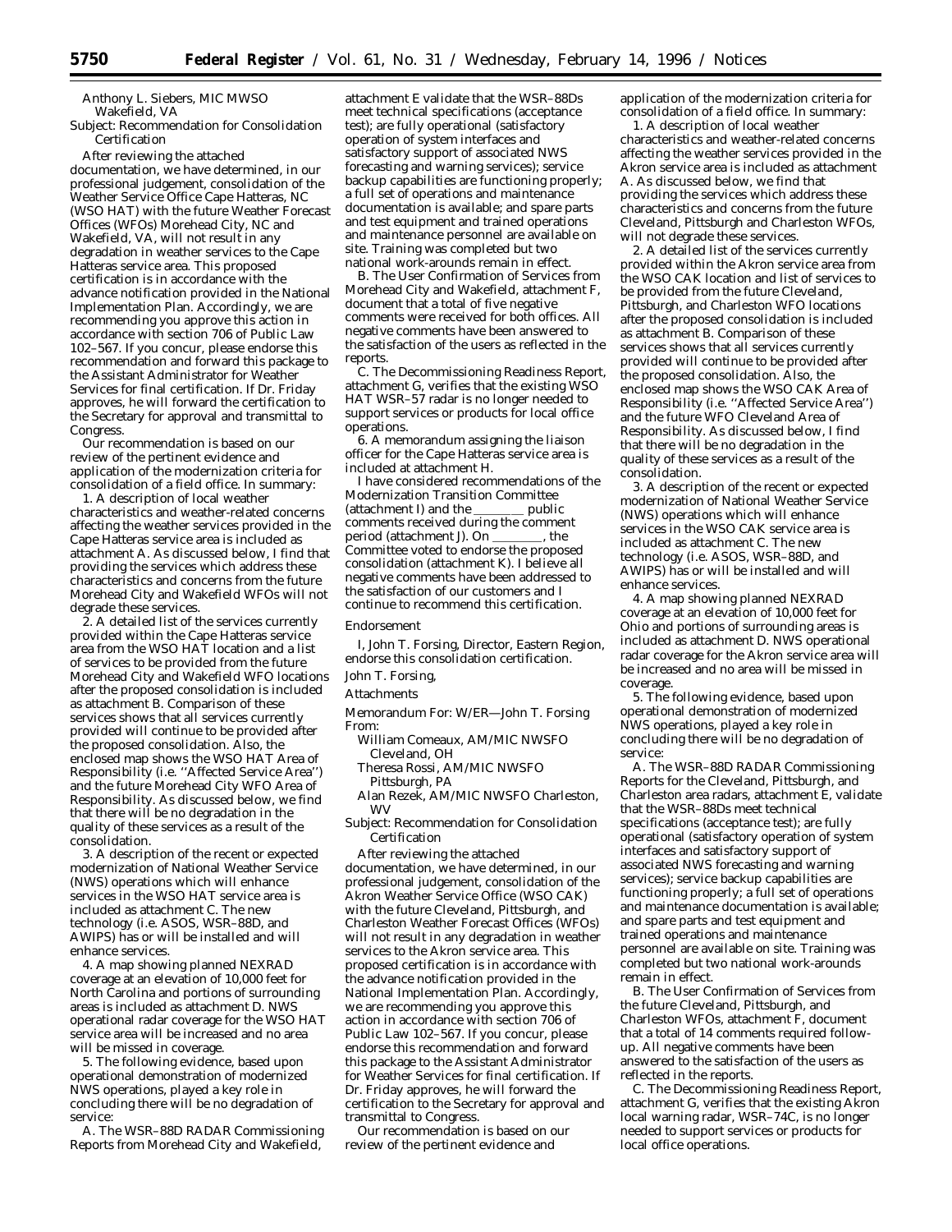Anthony L. Siebers, MIC MWSO Wakefield, VA

Subject: Recommendation for Consolidation Certification

After reviewing the attached documentation, we have determined, in our professional judgement, consolidation of the Weather Service Office Cape Hatteras, NC (WSO HAT) with the future Weather Forecast Offices (WFOs) Morehead City, NC and Wakefield, VA, will not result in any degradation in weather services to the Cape Hatteras service area. This proposed certification is in accordance with the advance notification provided in the National Implementation Plan. Accordingly, we are recommending you approve this action in accordance with section 706 of Public Law 102–567. If you concur, please endorse this recommendation and forward this package to the Assistant Administrator for Weather Services for final certification. If Dr. Friday approves, he will forward the certification to the Secretary for approval and transmittal to Congress.

Our recommendation is based on our review of the pertinent evidence and application of the modernization criteria for consolidation of a field office. In summary:

1. A description of local weather characteristics and weather-related concerns affecting the weather services provided in the Cape Hatteras service area is included as attachment A. As discussed below, I find that providing the services which address these characteristics and concerns from the future Morehead City and Wakefield WFOs will not degrade these services.

2. A detailed list of the services currently provided within the Cape Hatteras service area from the WSO HAT location and a list of services to be provided from the future Morehead City and Wakefield WFO locations after the proposed consolidation is included as attachment B. Comparison of these services shows that all services currently provided will continue to be provided after the proposed consolidation. Also, the enclosed map shows the WSO HAT Area of Responsibility (i.e. ''Affected Service Area'') and the future Morehead City WFO Area of Responsibility. As discussed below, we find that there will be no degradation in the quality of these services as a result of the consolidation.

3. A description of the recent or expected modernization of National Weather Service (NWS) operations which will enhance services in the WSO HAT service area is included as attachment C. The new technology (i.e. ASOS, WSR–88D, and AWIPS) has or will be installed and will enhance services.

4. A map showing planned NEXRAD coverage at an elevation of 10,000 feet for North Carolina and portions of surrounding areas is included as attachment D. NWS operational radar coverage for the WSO HAT service area will be increased and no area will be missed in coverage.

5. The following evidence, based upon operational demonstration of modernized NWS operations, played a key role in concluding there will be no degradation of service:

A. The WSR–88D RADAR Commissioning Reports from Morehead City and Wakefield, attachment E validate that the WSR–88Ds meet technical specifications (acceptance test); are fully operational (satisfactory operation of system interfaces and satisfactory support of associated NWS forecasting and warning services); service backup capabilities are functioning properly; a full set of operations and maintenance documentation is available; and spare parts and test equipment and trained operations and maintenance personnel are available on site. Training was completed but two national work-arounds remain in effect.

B. The User Confirmation of Services from Morehead City and Wakefield, attachment F, document that a total of five negative comments were received for both offices. All negative comments have been answered to the satisfaction of the users as reflected in the reports.

C. The Decommissioning Readiness Report, attachment G, verifies that the existing WSO HAT WSR–57 radar is no longer needed to support services or products for local office operations.

6. A memorandum assigning the liaison officer for the Cape Hatteras service area is included at attachment H.

I have considered recommendations of the Modernization Transition Committee (attachment I) and the ________ public comments received during the comment period (attachment J). On ________, the Committee voted to endorse the proposed consolidation (attachment K). I believe all negative comments have been addressed to the satisfaction of our customers and I continue to recommend this certification.

Endorsement

I, John T. Forsing, Director, Eastern Region, endorse this consolidation certification.

John T. Forsing,

Attachments

Memorandum For: W/ER—John T. Forsing

From:

William Comeaux, AM/MIC NWSFO Cleveland, OH

Theresa Rossi, AM/MIC NWSFO Pittsburgh, PA

Alan Rezek, AM/MIC NWSFO Charleston, WV

Subject: Recommendation for Consolidation Certification

After reviewing the attached documentation, we have determined, in our professional judgement, consolidation of the Akron Weather Service Office (WSO CAK) with the future Cleveland, Pittsburgh, and Charleston Weather Forecast Offices (WFOs) will not result in any degradation in weather services to the Akron service area. This proposed certification is in accordance with the advance notification provided in the National Implementation Plan. Accordingly, we are recommending you approve this action in accordance with section 706 of Public Law 102–567. If you concur, please endorse this recommendation and forward this package to the Assistant Administrator for Weather Services for final certification. If Dr. Friday approves, he will forward the certification to the Secretary for approval and transmittal to Congress.

Our recommendation is based on our review of the pertinent evidence and application of the modernization criteria for consolidation of a field office. In summary:

1. A description of local weather characteristics and weather-related concerns affecting the weather services provided in the Akron service area is included as attachment A. As discussed below, we find that providing the services which address these characteristics and concerns from the future Cleveland, Pittsburgh and Charleston WFOs, will not degrade these services.

2. A detailed list of the services currently provided within the Akron service area from the WSO CAK location and list of services to be provided from the future Cleveland, Pittsburgh, and Charleston WFO locations after the proposed consolidation is included as attachment B. Comparison of these services shows that all services currently provided will continue to be provided after the proposed consolidation. Also, the enclosed map shows the WSO CAK Area of Responsibility (i.e. ''Affected Service Area'') and the future WFO Cleveland Area of Responsibility. As discussed below, I find that there will be no degradation in the quality of these services as a result of the consolidation.

3. A description of the recent or expected modernization of National Weather Service (NWS) operations which will enhance services in the WSO CAK service area is included as attachment C. The new technology (i.e. ASOS, WSR–88D, and AWIPS) has or will be installed and will enhance services.

4. A map showing planned NEXRAD coverage at an elevation of 10,000 feet for Ohio and portions of surrounding areas is included as attachment D. NWS operational radar coverage for the Akron service area will be increased and no area will be missed in coverage.

5. The following evidence, based upon operational demonstration of modernized NWS operations, played a key role in concluding there will be no degradation of service:

A. The WSR–88D RADAR Commissioning Reports for the Cleveland, Pittsburgh, and Charleston area radars, attachment E, validate that the WSR–88Ds meet technical specifications (acceptance test); are fully operational (satisfactory operation of system interfaces and satisfactory support of associated NWS forecasting and warning services); service backup capabilities are functioning properly; a full set of operations and maintenance documentation is available; and spare parts and test equipment and trained operations and maintenance personnel are available on site. Training was completed but two national work-arounds remain in effect.

B. The User Confirmation of Services from the future Cleveland, Pittsburgh, and Charleston WFOs, attachment F, document that a total of 14 comments required follow-up. All negative comments have been answered to the satisfaction of the users as reflected in the reports.

C. The Decommissioning Readiness Report, attachment G, verifies that the existing Akron local warning radar, WSR–74C, is no longer needed to support services or products for local office operations.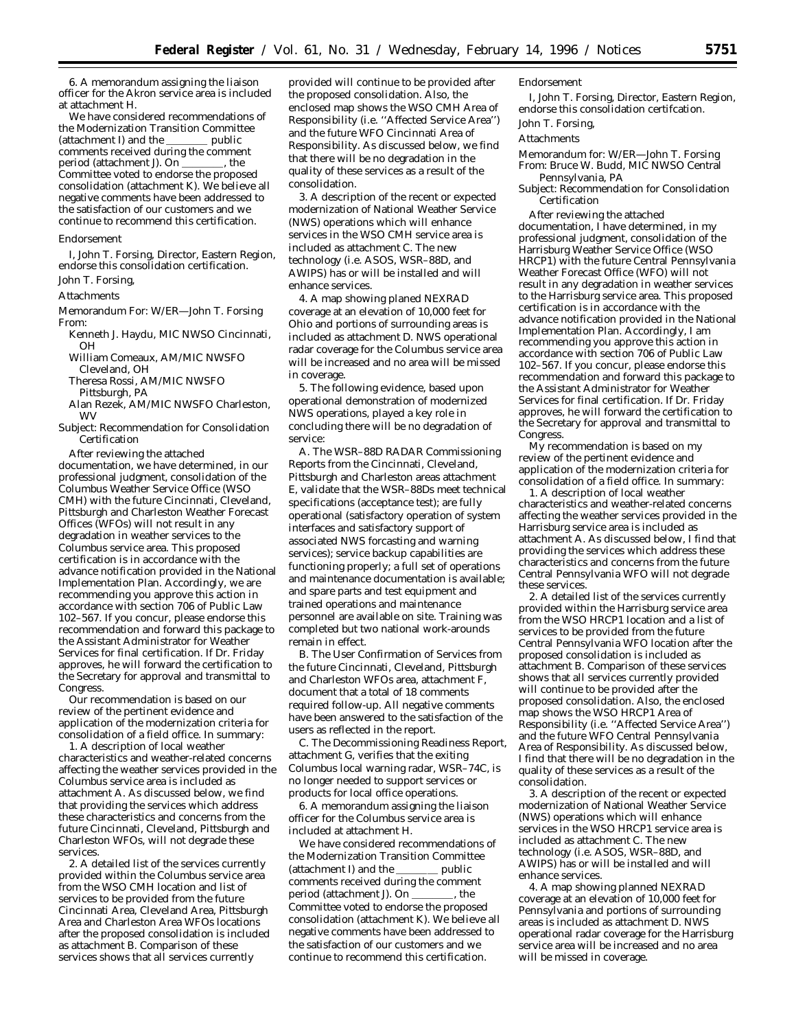6. A memorandum assigning the liaison officer for the Akron service area is included at attachment H.

We have considered recommendations of the Modernization Transition Committee (attachment I) and the ________ public comments received during the comment period (attachment J). On ________, the Committee voted to endorse the proposed consolidation (attachment K). We believe all negative comments have been addressed to the satisfaction of our customers and we continue to recommend this certification.

Endorsement

I, John T. Forsing, Director, Eastern Region, endorse this consolidation certification.

John T. Forsing,

Attachments

Memorandum For: W/ER—John T. Forsing

From:

Kenneth J. Haydu, MIC NWSO Cincinnati, OH

William Comeaux, AM/MIC NWSFO Cleveland, OH

Theresa Rossi, AM/MIC NWSFO Pittsburgh, PA

Alan Rezek, AM/MIC NWSFO Charleston, WV

Subject: Recommendation for Consolidation Certification

After reviewing the attached documentation, we have determined, in our professional judgment, consolidation of the Columbus Weather Service Office (WSO CMH) with the future Cincinnati, Cleveland, Pittsburgh and Charleston Weather Forecast Offices (WFOs) will not result in any degradation in weather services to the Columbus service area. This proposed certification is in accordance with the advance notification provided in the National Implementation Plan. Accordingly, we are recommending you approve this action in accordance with section 706 of Public Law 102–567. If you concur, please endorse this recommendation and forward this package to the Assistant Administrator for Weather Services for final certification. If Dr. Friday approves, he will forward the certification to the Secretary for approval and transmittal to Congress.

Our recommendation is based on our review of the pertinent evidence and application of the modernization criteria for consolidation of a field office. In summary:

1. A description of local weather characteristics and weather-related concerns affecting the weather services provided in the Columbus service area is included as attachment A. As discussed below, we find that providing the services which address these characteristics and concerns from the future Cincinnati, Cleveland, Pittsburgh and Charleston WFOs, will not degrade these services.

2. A detailed list of the services currently provided within the Columbus service area from the WSO CMH location and list of services to be provided from the future Cincinnati Area, Cleveland Area, Pittsburgh Area and Charleston Area WFOs locations after the proposed consolidation is included as attachment B. Comparison of these services shows that all services currently provided will continue to be provided after the proposed consolidation. Also, the enclosed map shows the WSO CMH Area of Responsibility (i.e. ''Affected Service Area'') and the future WFO Cincinnati Area of Responsibility. As discussed below, we find that there will be no degradation in the quality of these services as a result of the consolidation.

3. A description of the recent or expected modernization of National Weather Service (NWS) operations which will enhance services in the WSO CMH service area is included as attachment C. The new technology (i.e. ASOS, WSR–88D, and AWIPS) has or will be installed and will enhance services.

4. A map showing planed NEXRAD coverage at an elevation of 10,000 feet for Ohio and portions of surrounding areas is included as attachment D. NWS operational radar coverage for the Columbus service area will be increased and no area will be missed in coverage.

5. The following evidence, based upon operational demonstration of modernized NWS operations, played a key role in concluding there will be no degradation of service:

A. The WSR–88D RADAR Commissioning Reports from the Cincinnati, Cleveland, Pittsburgh and Charleston areas attachment E, validate that the WSR–88Ds meet technical specifications (acceptance test); are fully operational (satisfactory operation of system interfaces and satisfactory support of associated NWS forcasting and warning services); service backup capabilities are functioning properly; a full set of operations and maintenance documentation is available; and spare parts and test equipment and trained operations and maintenance personnel are available on site. Training was completed but two national work-arounds remain in effect.

B. The User Confirmation of Services from the future Cincinnati, Cleveland, Pittsburgh and Charleston WFOs area, attachment F, document that a total of 18 comments required follow-up. All negative comments have been answered to the satisfaction of the users as reflected in the report.

C. The Decommissioning Readiness Report, attachment G, verifies that the exiting Columbus local warning radar, WSR–74C, is no longer needed to support services or products for local office operations.

6. A memorandum assigning the liaison officer for the Columbus service area is included at attachment H.

We have considered recommendations of the Modernization Transition Committee (attachment I) and the ________ public comments received during the comment period (attachment J). On ________, the Committee voted to endorse the proposed consolidation (attachment K). We believe all negative comments have been addressed to the satisfaction of our customers and we continue to recommend this certification.

Endorsement

I, John T. Forsing, Director, Eastern Region, endorse this consolidation certifcation.

John T. Forsing,

Attachments

Memorandum for: W/ER—John T. Forsing

From: Bruce W. Budd, MIC NWSO Central Pennsylvania, PA

Subject: Recommendation for Consolidation Certification

After reviewing the attached documentation, I have determined, in my professional judgment, consolidation of the Harrisburg Weather Service Office (WSO HRCP1) with the future Central Pennsylvania Weather Forecast Office (WFO) will not result in any degradation in weather services to the Harrisburg service area. This proposed certification is in accordance with the advance notification provided in the National Implementation Plan. Accordingly, I am recommending you approve this action in accordance with section 706 of Public Law 102–567. If you concur, please endorse this recommendation and forward this package to the Assistant Administrator for Weather Services for final certification. If Dr. Friday approves, he will forward the certification to the Secretary for approval and transmittal to Congress.

My recommendation is based on my review of the pertinent evidence and application of the modernization criteria for consolidation of a field office. In summary:

1. A description of local weather characteristics and weather-related concerns affecting the weather services provided in the Harrisburg service area is included as attachment A. As discussed below, I find that providing the services which address these characteristics and concerns from the future Central Pennsylvania WFO will not degrade these services.

2. A detailed list of the services currently provided within the Harrisburg service area from the WSO HRCP1 location and a list of services to be provided from the future Central Pennsylvania WFO location after the proposed consolidation is included as attachment B. Comparison of these services shows that all services currently provided will continue to be provided after the proposed consolidation. Also, the enclosed map shows the WSO HRCP1 Area of Responsibility (i.e. ''Affected Service Area'') and the future WFO Central Pennsylvania Area of Responsibility. As discussed below, I find that there will be no degradation in the quality of these services as a result of the consolidation.

3. A description of the recent or expected modernization of National Weather Service (NWS) operations which will enhance services in the WSO HRCP1 service area is included as attachment C. The new technology (i.e. ASOS, WSR–88D, and AWIPS) has or will be installed and will enhance services.

4. A map showing planned NEXRAD coverage at an elevation of 10,000 feet for Pennsylvania and portions of surrounding areas is included as attachment D. NWS operational radar coverage for the Harrisburg service area will be increased and no area will be missed in coverage.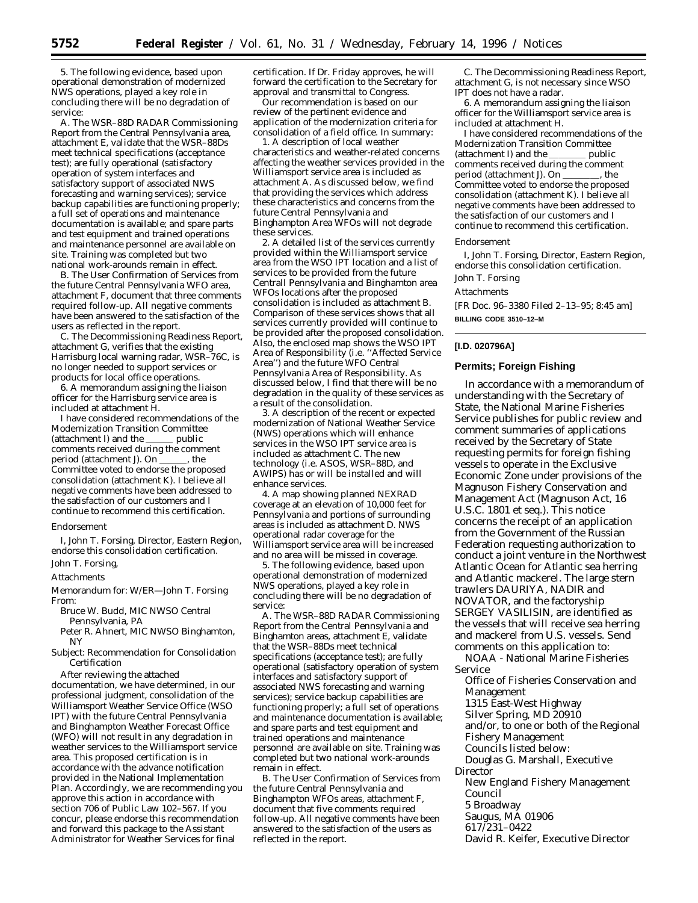5. The following evidence, based upon operational demonstration of modernized NWS operations, played a key role in concluding there will be no degradation of service:

A. The WSR–88D RADAR Commissioning Report from the Central Pennsylvania area, attachment E, validate that the WSR–88Ds meet technical specifications (acceptance test); are fully operational (satisfactory operation of system interfaces and satisfactory support of associated NWS forecasting and warning services); service backup capabilities are functioning properly; a full set of operations and maintenance documentation is available; and spare parts and test equipment and trained operations and maintenance personnel are available on site. Training was completed but two national work-arounds remain in effect.

B. The User Confirmation of Services from the future Central Pennsylvania WFO area, attachment F, document that three comments required follow-up. All negative comments have been answered to the satisfaction of the users as reflected in the report.

C. The Decommissioning Readiness Report, attachment G, verifies that the existing Harrisburg local warning radar, WSR–76C, is no longer needed to support services or products for local office operations.

6. A memorandum assigning the liaison officer for the Harrisburg service area is included at attachment H.

I have considered recommendations of the Modernization Transition Committee (attachment I) and the ______ public comments received during the comment period (attachment J). On ______, the Committee voted to endorse the proposed consolidation (attachment K). I believe all negative comments have been addressed to the satisfaction of our customers and I continue to recommend this certification.

*Endorsement*

I, John T. Forsing, Director, Eastern Region, endorse this consolidation certification.

John T. Forsing,

*Attachments*

Memorandum for: W/ER—John T. Forsing

From:
Bruce W. Budd, MIC NWSO Central Pennsylvania, PA
Peter R. Ahnert, MIC NWSO Binghamton, NY

Subject: Recommendation for Consolidation Certification

After reviewing the attached documentation, we have determined, in our professional judgment, consolidation of the Williamsport Weather Service Office (WSO IPT) with the future Central Pennsylvania and Binghamton Weather Forecast Office (WFO) will not result in any degradation in weather services to the Williamsport service area. This proposed certification is in accordance with the advance notification provided in the National Implementation Plan. Accordingly, we are recommending you approve this action in accordance with section 706 of Public Law 102–567. If you concur, please endorse this recommendation and forward this package to the Assistant Administrator for Weather Services for final certification. If Dr. Friday approves, he will forward the certification to the Secretary for approval and transmittal to Congress.

Our recommendation is based on our review of the pertinent evidence and application of the modernization criteria for consolidation of a field office. In summary:

1. A description of local weather characteristics and weather-related concerns affecting the weather services provided in the Williamsport service area is included as attachment A. As discussed below, we find that providing the services which address these characteristics and concerns from the future Central Pennsylvania and Binghampton Area WFOs will not degrade these services.

2. A detailed list of the services currently provided within the Williamsport service area from the WSO IPT location and a list of services to be provided from the future Centrall Pennsylvania and Binghamton area WFOs locations after the proposed consolidation is included as attachment B. Comparison of these services shows that all services currently provided will continue to be provided after the proposed consolidation. Also, the enclosed map shows the WSO IPT Area of Responsibility (i.e. ''Affected Service Area'') and the future WFO Central Pennsylvania Area of Responsibility. As discussed below, I find that there will be no degradation in the quality of these services as a result of the consolidation.

3. A description of the recent or expected modernization of National Weather Service (NWS) operations which will enhance services in the WSO IPT service area is included as attachment C. The new technology (i.e. ASOS, WSR–88D, and AWIPS) has or will be installed and will enhance services.

4. A map showing planned NEXRAD coverage at an elevation of 10,000 feet for Pennsylvania and portions of surrounding areas is included as attachment D. NWS operational radar coverage for the Williamsport service area will be increased and no area will be missed in coverage.

5. The following evidence, based upon operational demonstration of modernized NWS operations, played a key role in concluding there will be no degradation of service:

A. The WSR–88D RADAR Commissioning Report from the Central Pennsylvania and Binghamton areas, attachment E, validate that the WSR–88Ds meet technical specifications (acceptance test); are fully operational (satisfactory operation of system interfaces and satisfactory support of associated NWS forecasting and warning services); service backup capabilities are functioning properly; a full set of operations and maintenance documentation is available; and spare parts and test equipment and trained operations and maintenance personnel are available on site. Training was completed but two national work-arounds remain in effect.

B. The User Confirmation of Services from the future Central Pennsylvania and Binghampton WFOs areas, attachment F, document that five comments required follow-up. All negative comments have been answered to the satisfaction of the users as reflected in the report.

C. The Decommissioning Readiness Report, attachment G, is not necessary since WSO IPT does not have a radar.

6. A memorandum assigning the liaison officer for the Williamsport service area is included at attachment H.

I have considered recommendations of the Modernization Transition Committee (attachment I) and the ________ public comments received during the comment period (attachment J). On ________, the Committee voted to endorse the proposed consolidation (attachment K). I believe all negative comments have been addressed to the satisfaction of our customers and I continue to recommend this certification.

*Endorsement*

I, John T. Forsing, Director, Eastern Region, endorse this consolidation certification.

John T. Forsing

*Attachments*

[FR Doc. 96–3380 Filed 2–13–95; 8:45 am]

**BILLING CODE 3510–12–M**

**[I.D. 020796A]**

## Permits; Foreign Fishing

In accordance with a memorandum of understanding with the Secretary of State, the National Marine Fisheries Service publishes for public review and comment summaries of applications received by the Secretary of State requesting permits for foreign fishing vessels to operate in the Exclusive Economic Zone under provisions of the Magnuson Fishery Conservation and Management Act (Magnuson Act, 16 U.S.C. 1801 *et seq.*). This notice concerns the receipt of an application from the Government of the Russian Federation requesting authorization to conduct a joint venture in the Northwest Atlantic Ocean for Atlantic sea herring and Atlantic mackerel. The large stern trawlers DAURIYA, NADIR and NOVATOR, and the factoryship SERGEY VASILISIN, are identified as the vessels that will receive sea herring and mackerel from U.S. vessels. Send comments on this application to:

NOAA - National Marine Fisheries Service
Office of Fisheries Conservation and Management
1315 East-West Highway
Silver Spring, MD 20910
and/or, to one or both of the Regional Fishery Management Councils listed below:
Douglas G. Marshall, Executive Director
New England Fishery Management Council
5 Broadway
Saugus, MA 01906
617/231–0422
David R. Keifer, Executive Director